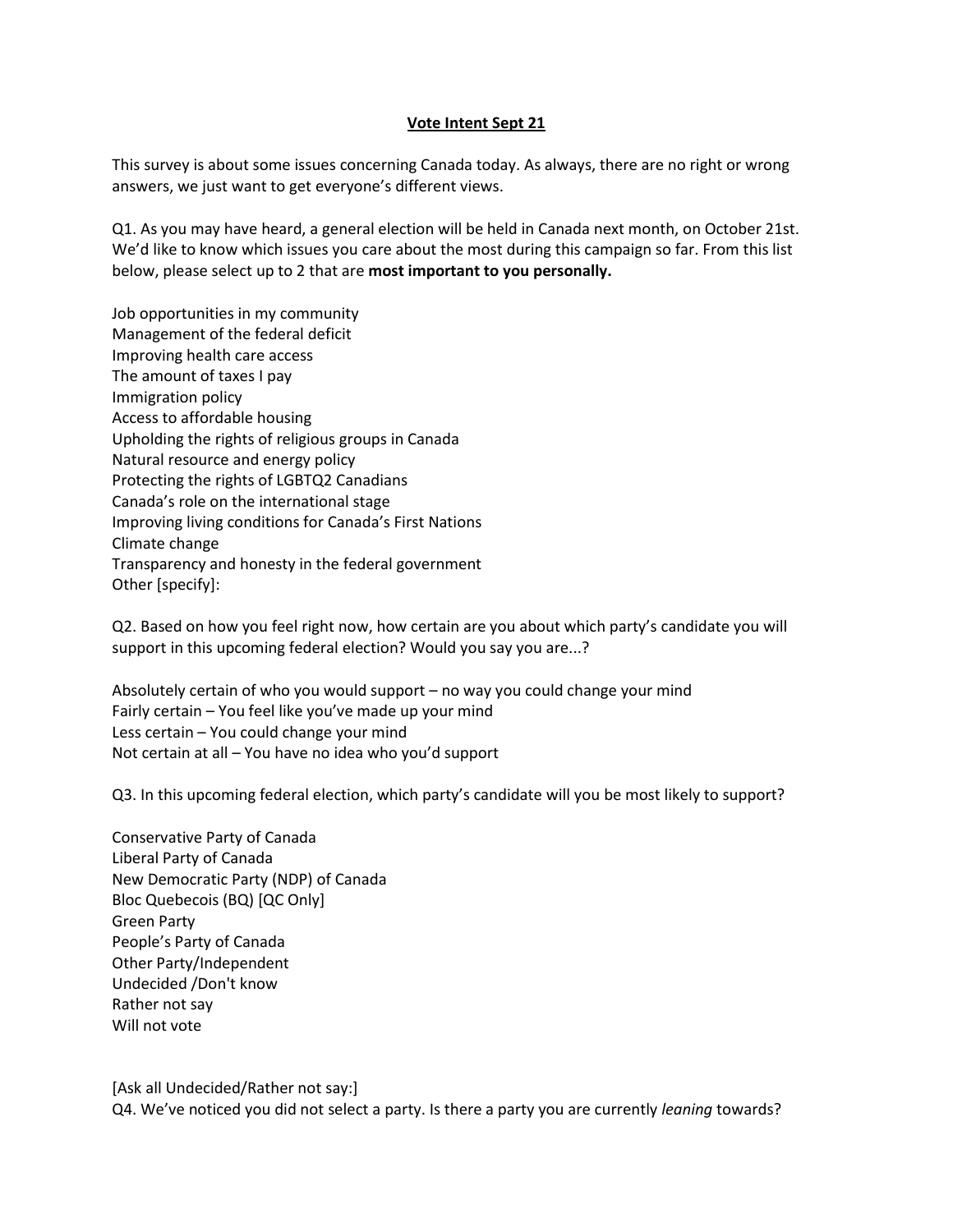# Vote Intent Sept 21

This survey is about some issues concerning Canada today. As always, there are no right or wrong answers, we just want to get everyone's different views.

Q1. As you may have heard, a general election will be held in Canada next month, on October 21st. We'd like to know which issues you care about the most during this campaign so far. From this list below, please select up to 2 that are **most important to you personally.**

Job opportunities in my community
Management of the federal deficit
Improving health care access
The amount of taxes I pay
Immigration policy
Access to affordable housing
Upholding the rights of religious groups in Canada
Natural resource and energy policy
Protecting the rights of LGBTQ2 Canadians
Canada's role on the international stage
Improving living conditions for Canada's First Nations
Climate change
Transparency and honesty in the federal government
Other [specify]:

Q2. Based on how you feel right now, how certain are you about which party's candidate you will support in this upcoming federal election? Would you say you are...?

Absolutely certain of who you would support – no way you could change your mind
Fairly certain – You feel like you've made up your mind
Less certain – You could change your mind
Not certain at all – You have no idea who you'd support

Q3. In this upcoming federal election, which party's candidate will you be most likely to support?

Conservative Party of Canada
Liberal Party of Canada
New Democratic Party (NDP) of Canada
Bloc Quebecois (BQ) [QC Only]
Green Party
People's Party of Canada
Other Party/Independent
Undecided /Don't know
Rather not say
Will not vote

[Ask all Undecided/Rather not say:]
Q4. We've noticed you did not select a party. Is there a party you are currently *leaning* towards?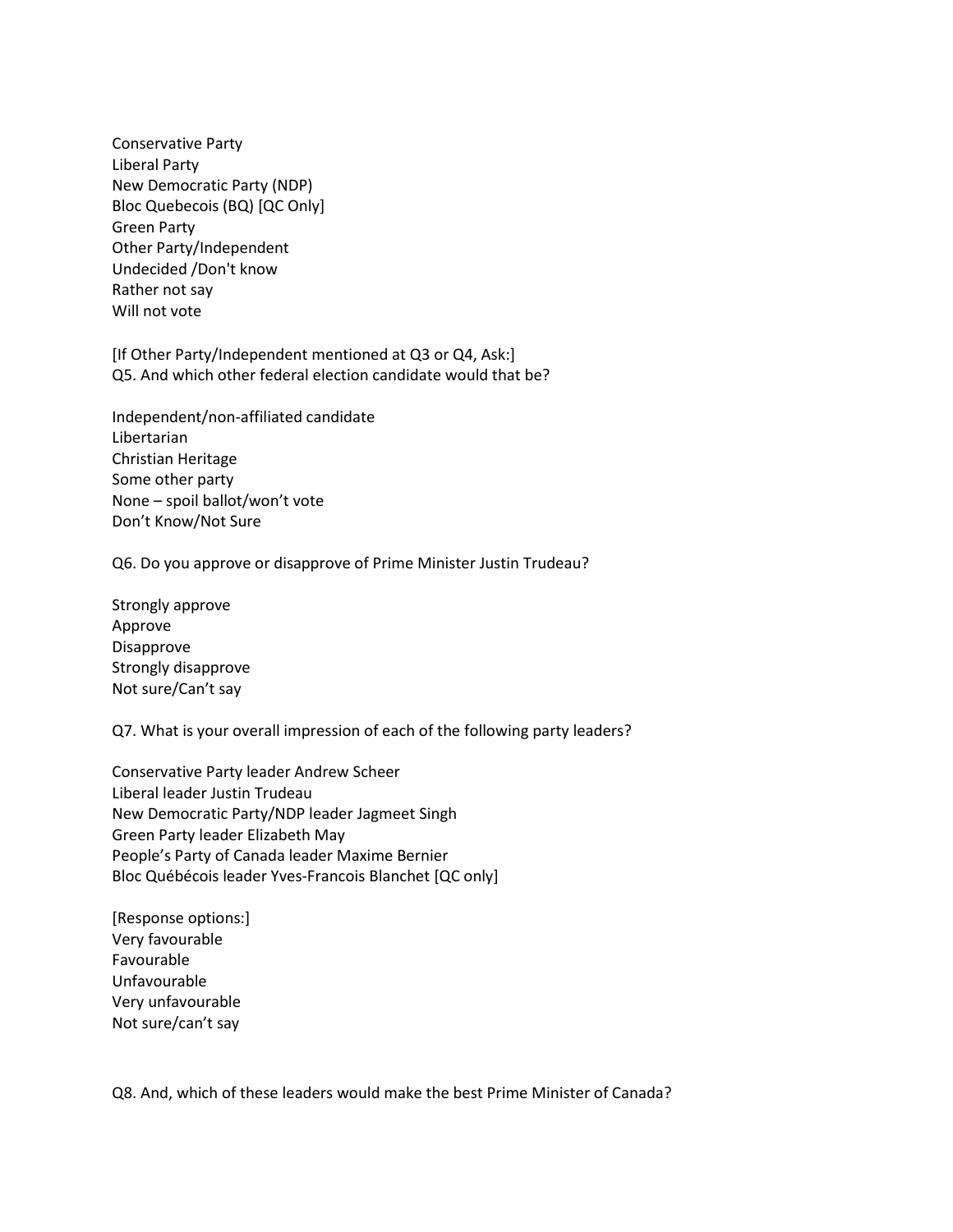Conservative Party
Liberal Party
New Democratic Party (NDP)
Bloc Quebecois (BQ) [QC Only]
Green Party
Other Party/Independent
Undecided /Don't know
Rather not say
Will not vote

[If Other Party/Independent mentioned at Q3 or Q4, Ask:]
Q5. And which other federal election candidate would that be?

Independent/non-affiliated candidate
Libertarian
Christian Heritage
Some other party
None – spoil ballot/won't vote
Don't Know/Not Sure

Q6. Do you approve or disapprove of Prime Minister Justin Trudeau?

Strongly approve
Approve
Disapprove
Strongly disapprove
Not sure/Can't say

Q7. What is your overall impression of each of the following party leaders?

Conservative Party leader Andrew Scheer
Liberal leader Justin Trudeau
New Democratic Party/NDP leader Jagmeet Singh
Green Party leader Elizabeth May
People's Party of Canada leader Maxime Bernier
Bloc Québécois leader Yves-Francois Blanchet [QC only]

[Response options:]
Very favourable
Favourable
Unfavourable
Very unfavourable
Not sure/can't say

Q8. And, which of these leaders would make the best Prime Minister of Canada?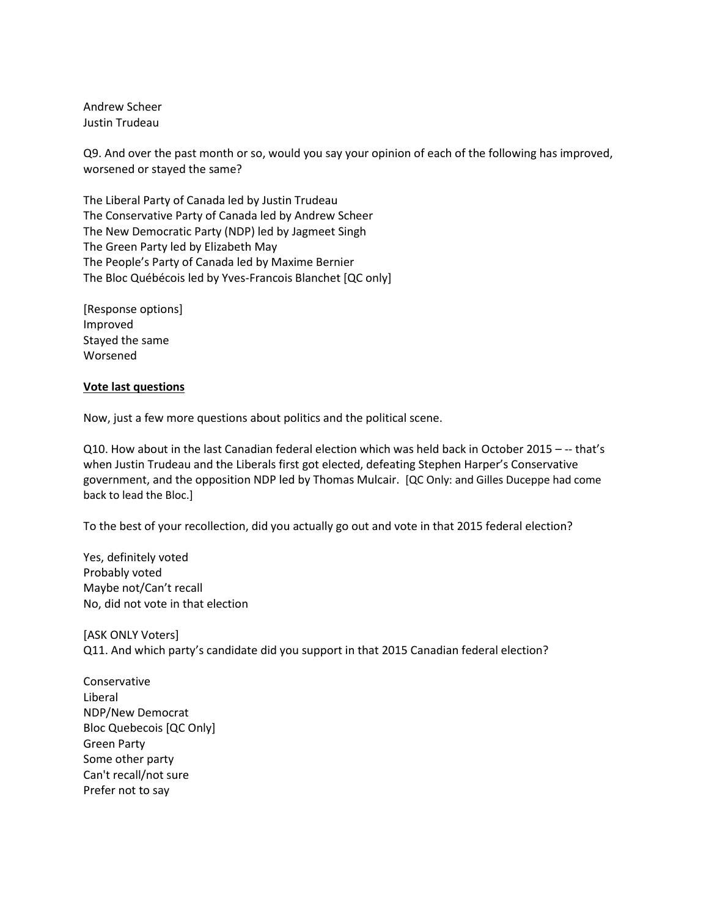Andrew Scheer
Justin Trudeau

Q9. And over the past month or so, would you say your opinion of each of the following has improved, worsened or stayed the same?

The Liberal Party of Canada led by Justin Trudeau
The Conservative Party of Canada led by Andrew Scheer
The New Democratic Party (NDP) led by Jagmeet Singh
The Green Party led by Elizabeth May
The People's Party of Canada led by Maxime Bernier
The Bloc Québécois led by Yves-Francois Blanchet [QC only]

[Response options]
Improved
Stayed the same
Worsened

**Vote last questions**

Now, just a few more questions about politics and the political scene.

Q10. How about in the last Canadian federal election which was held back in October 2015 – -- that's when Justin Trudeau and the Liberals first got elected, defeating Stephen Harper's Conservative government, and the opposition NDP led by Thomas Mulcair. [QC Only: and Gilles Duceppe had come back to lead the Bloc.]

To the best of your recollection, did you actually go out and vote in that 2015 federal election?

Yes, definitely voted
Probably voted
Maybe not/Can't recall
No, did not vote in that election

[ASK ONLY Voters]
Q11. And which party's candidate did you support in that 2015 Canadian federal election?

Conservative
Liberal
NDP/New Democrat
Bloc Quebecois [QC Only]
Green Party
Some other party
Can't recall/not sure
Prefer not to say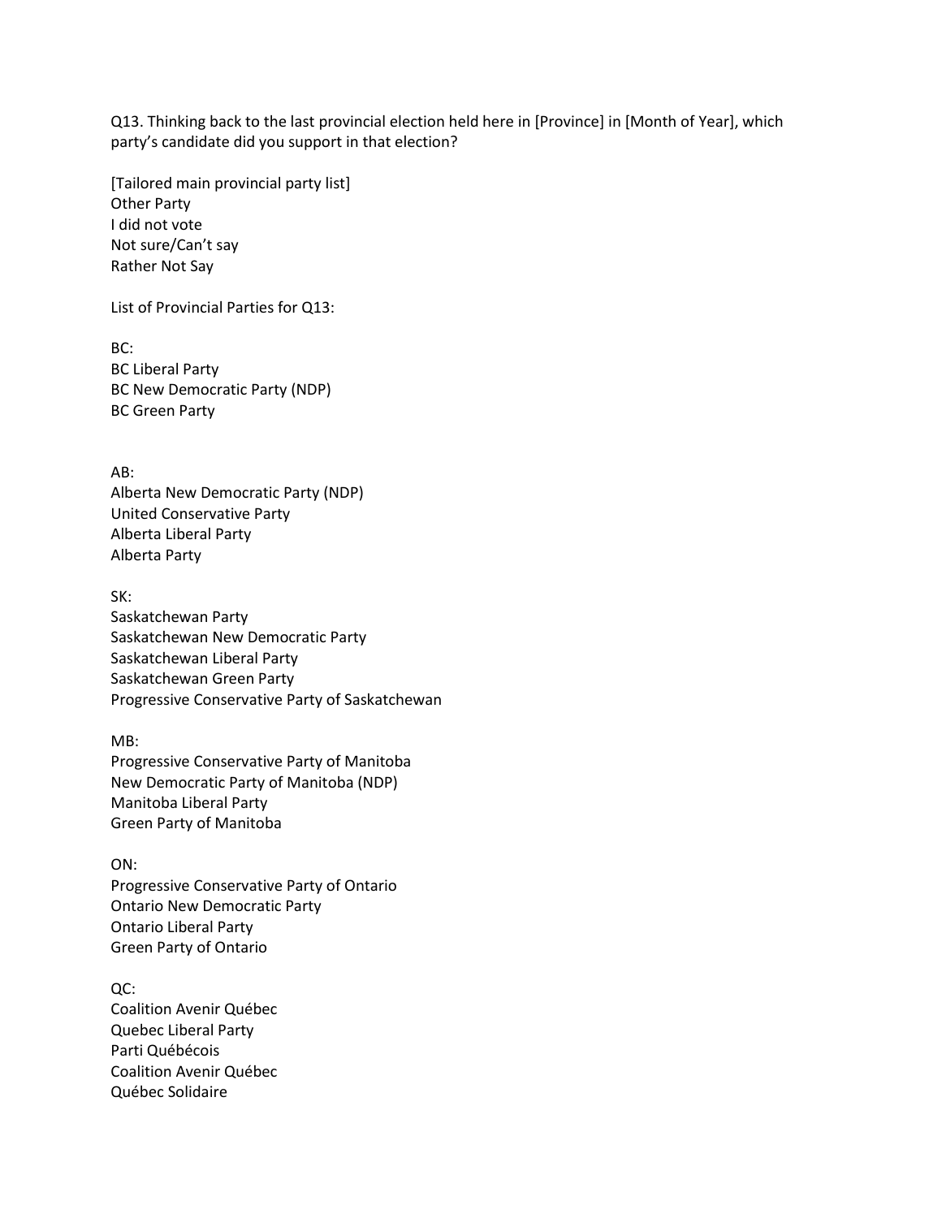Q13. Thinking back to the last provincial election held here in [Province] in [Month of Year], which party's candidate did you support in that election?

[Tailored main provincial party list]
Other Party
I did not vote
Not sure/Can't say
Rather Not Say

List of Provincial Parties for Q13:

BC:
BC Liberal Party
BC New Democratic Party (NDP)
BC Green Party

AB:
Alberta New Democratic Party (NDP)
United Conservative Party
Alberta Liberal Party
Alberta Party

SK:
Saskatchewan Party
Saskatchewan New Democratic Party
Saskatchewan Liberal Party
Saskatchewan Green Party
Progressive Conservative Party of Saskatchewan

MB:
Progressive Conservative Party of Manitoba
New Democratic Party of Manitoba (NDP)
Manitoba Liberal Party
Green Party of Manitoba

ON:
Progressive Conservative Party of Ontario
Ontario New Democratic Party
Ontario Liberal Party
Green Party of Ontario

QC:
Coalition Avenir Québec
Quebec Liberal Party
Parti Québécois
Coalition Avenir Québec
Québec Solidaire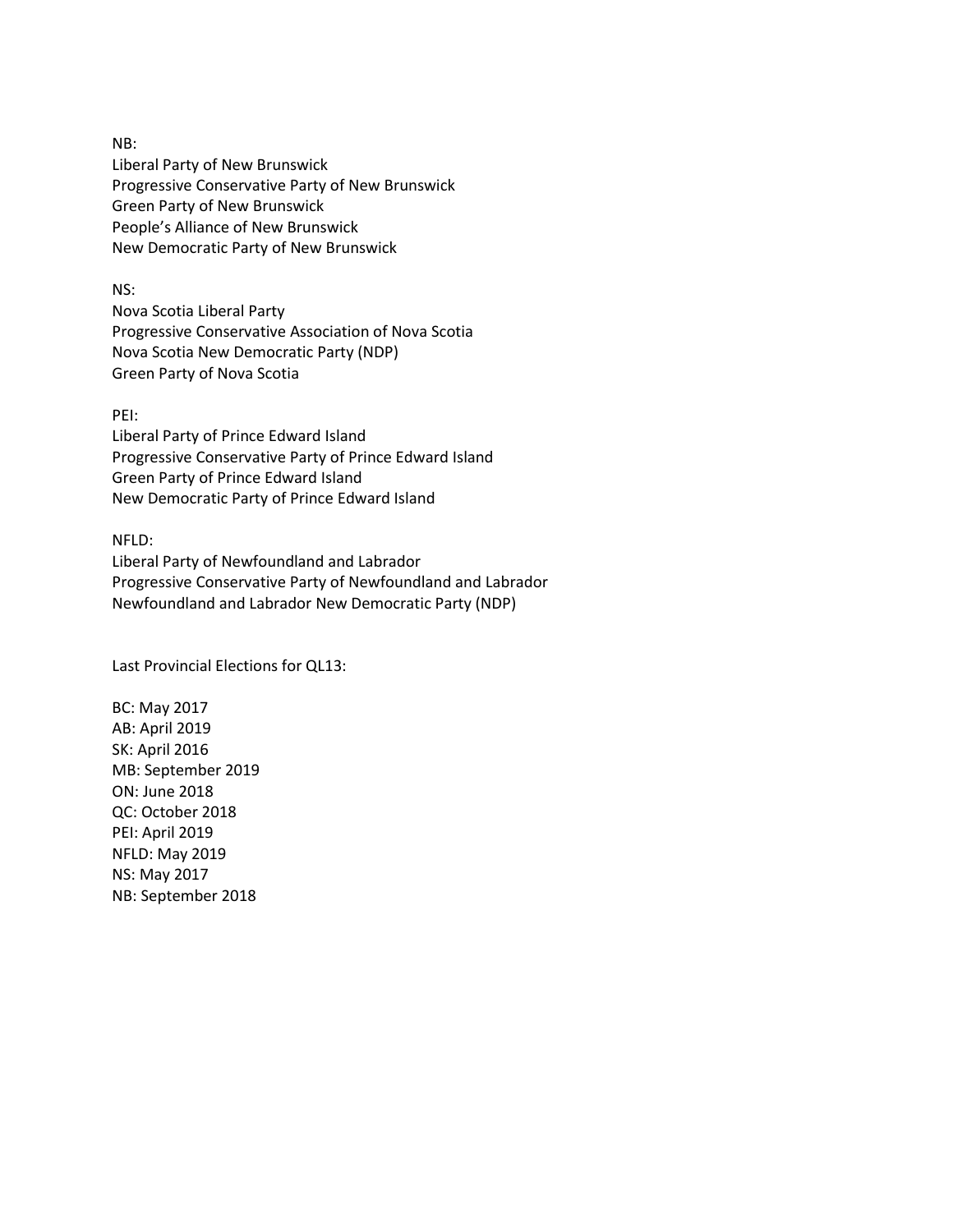NB:
Liberal Party of New Brunswick
Progressive Conservative Party of New Brunswick
Green Party of New Brunswick
People's Alliance of New Brunswick
New Democratic Party of New Brunswick

NS:
Nova Scotia Liberal Party
Progressive Conservative Association of Nova Scotia
Nova Scotia New Democratic Party (NDP)
Green Party of Nova Scotia

PEI:
Liberal Party of Prince Edward Island
Progressive Conservative Party of Prince Edward Island
Green Party of Prince Edward Island
New Democratic Party of Prince Edward Island

NFLD:
Liberal Party of Newfoundland and Labrador
Progressive Conservative Party of Newfoundland and Labrador
Newfoundland and Labrador New Democratic Party (NDP)

Last Provincial Elections for QL13:

BC: May 2017
AB: April 2019
SK: April 2016
MB: September 2019
ON: June 2018
QC: October 2018
PEI: April 2019
NFLD: May 2019
NS: May 2017
NB: September 2018